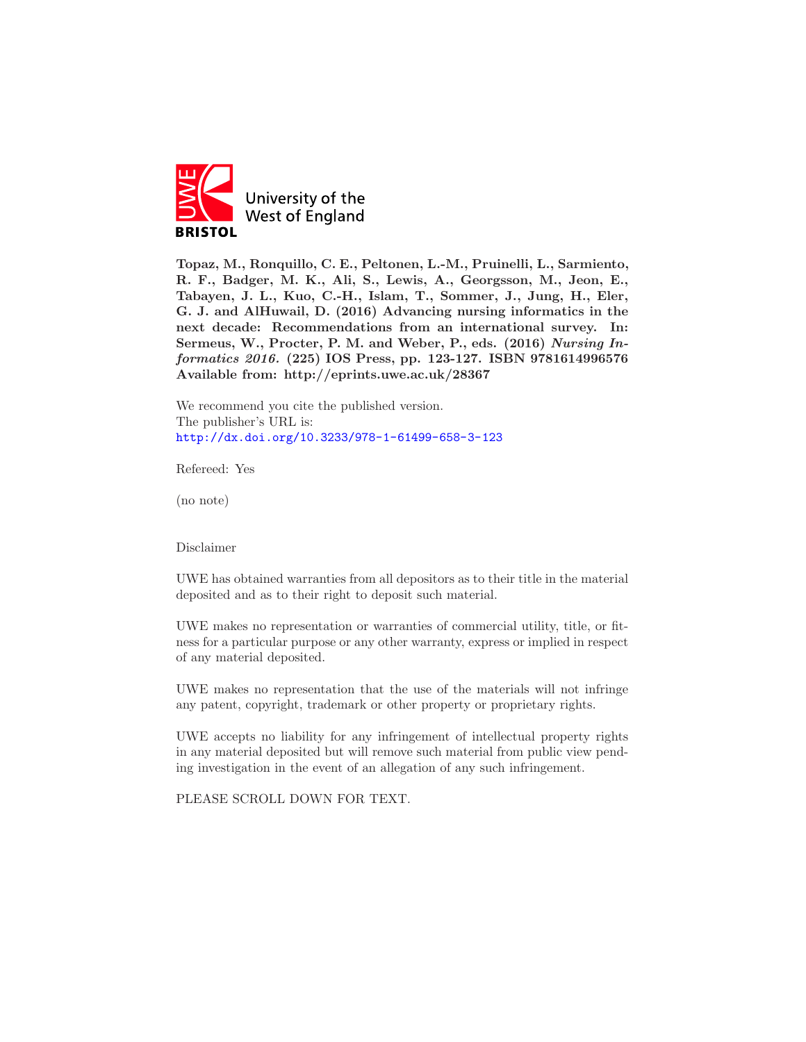University of the West of England

BRISTOL

**Topaz, M., Ronquillo, C. E., Peltonen, L.-M., Pruinelli, L., Sarmiento, R. F., Badger, M. K., Ali, S., Lewis, A., Georgsson, M., Jeon, E., Tabayen, J. L., Kuo, C.-H., Islam, T., Sommer, J., Jung, H., Eler, G. J. and AlHuwail, D. (2016) Advancing nursing informatics in the next decade: Recommendations from an international survey. In: Sermeus, W., Procter, P. M. and Weber, P., eds. (2016) *Nursing Informatics 2016.* (225) IOS Press, pp. 123-127. ISBN 9781614996576 Available from: http://eprints.uwe.ac.uk/28367**

We recommend you cite the published version.
The publisher's URL is:
http://dx.doi.org/10.3233/978-1-61499-658-3-123

Refereed: Yes

(no note)

Disclaimer

UWE has obtained warranties from all depositors as to their title in the material deposited and as to their right to deposit such material.

UWE makes no representation or warranties of commercial utility, title, or fitness for a particular purpose or any other warranty, express or implied in respect of any material deposited.

UWE makes no representation that the use of the materials will not infringe any patent, copyright, trademark or other property or proprietary rights.

UWE accepts no liability for any infringement of intellectual property rights in any material deposited but will remove such material from public view pending investigation in the event of an allegation of any such infringement.

PLEASE SCROLL DOWN FOR TEXT.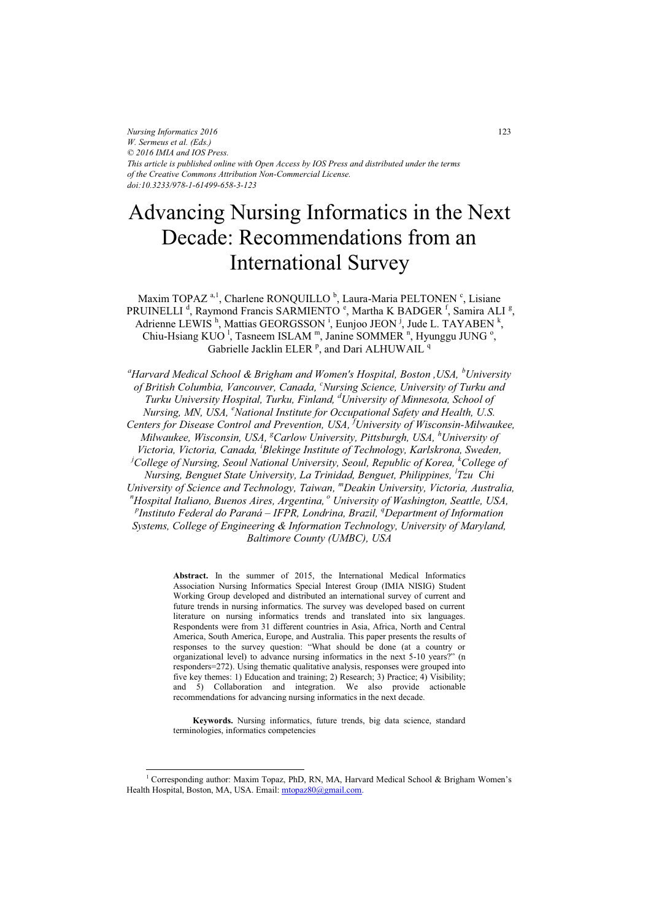# Advancing Nursing Informatics in the Next Decade: Recommendations from an International Survey

Maxim TOPAZ [a,1], Charlene RONQUILLO [b], Laura-Maria PELTONEN [c], Lisiane PRUINELLI [d], Raymond Francis SARMIENTO [e], Martha K BADGER [f], Samira ALI [g], Adrienne LEWIS [h], Mattias GEORGSSON [i], Eunjoo JEON [j], Jude L. TAYABEN [k], Chiu-Hsiang KUO [l], Tasneem ISLAM [m], Janine SOMMER [n], Hyunggu JUNG [o], Gabrielle Jacklin ELER [p], and Dari ALHUWAIL [q]

*[a]Harvard Medical School & Brigham and Women's Hospital, Boston ,USA, [b]University of British Columbia, Vancouver, Canada, [c]Nursing Science, University of Turku and Turku University Hospital, Turku, Finland, [d]University of Minnesota, School of Nursing, MN, USA, [e]National Institute for Occupational Safety and Health, U.S. Centers for Disease Control and Prevention, USA, [f]University of Wisconsin-Milwaukee, Milwaukee, Wisconsin, USA, [g]Carlow University, Pittsburgh, USA, [h]University of Victoria, Victoria, Canada, [i]Blekinge Institute of Technology, Karlskrona, Sweden, [j]College of Nursing, Seoul National University, Seoul, Republic of Korea, [k]College of Nursing, Benguet State University, La Trinidad, Benguet, Philippines, [l]Tzu Chi University of Science and Technology, Taiwan, [m]Deakin University, Victoria, Australia, [n]Hospital Italiano, Buenos Aires, Argentina, [o] University of Washington, Seattle, USA, [p]Instituto Federal do Paraná – IFPR, Londrina, Brazil, [q]Department of Information Systems, College of Engineering & Information Technology, University of Maryland, Baltimore County (UMBC), USA*

**Abstract.** In the summer of 2015, the International Medical Informatics Association Nursing Informatics Special Interest Group (IMIA NISIG) Student Working Group developed and distributed an international survey of current and future trends in nursing informatics. The survey was developed based on current literature on nursing informatics trends and translated into six languages. Respondents were from 31 different countries in Asia, Africa, North and Central America, South America, Europe, and Australia. This paper presents the results of responses to the survey question: "What should be done (at a country or organizational level) to advance nursing informatics in the next 5-10 years?" (n responders=272). Using thematic qualitative analysis, responses were grouped into five key themes: 1) Education and training; 2) Research; 3) Practice; 4) Visibility; and 5) Collaboration and integration. We also provide actionable recommendations for advancing nursing informatics in the next decade.

**Keywords.** Nursing informatics, future trends, big data science, standard terminologies, informatics competencies

[1] Corresponding author: Maxim Topaz, PhD, RN, MA, Harvard Medical School & Brigham Women's Health Hospital, Boston, MA, USA. Email: mtopaz80@gmail.com.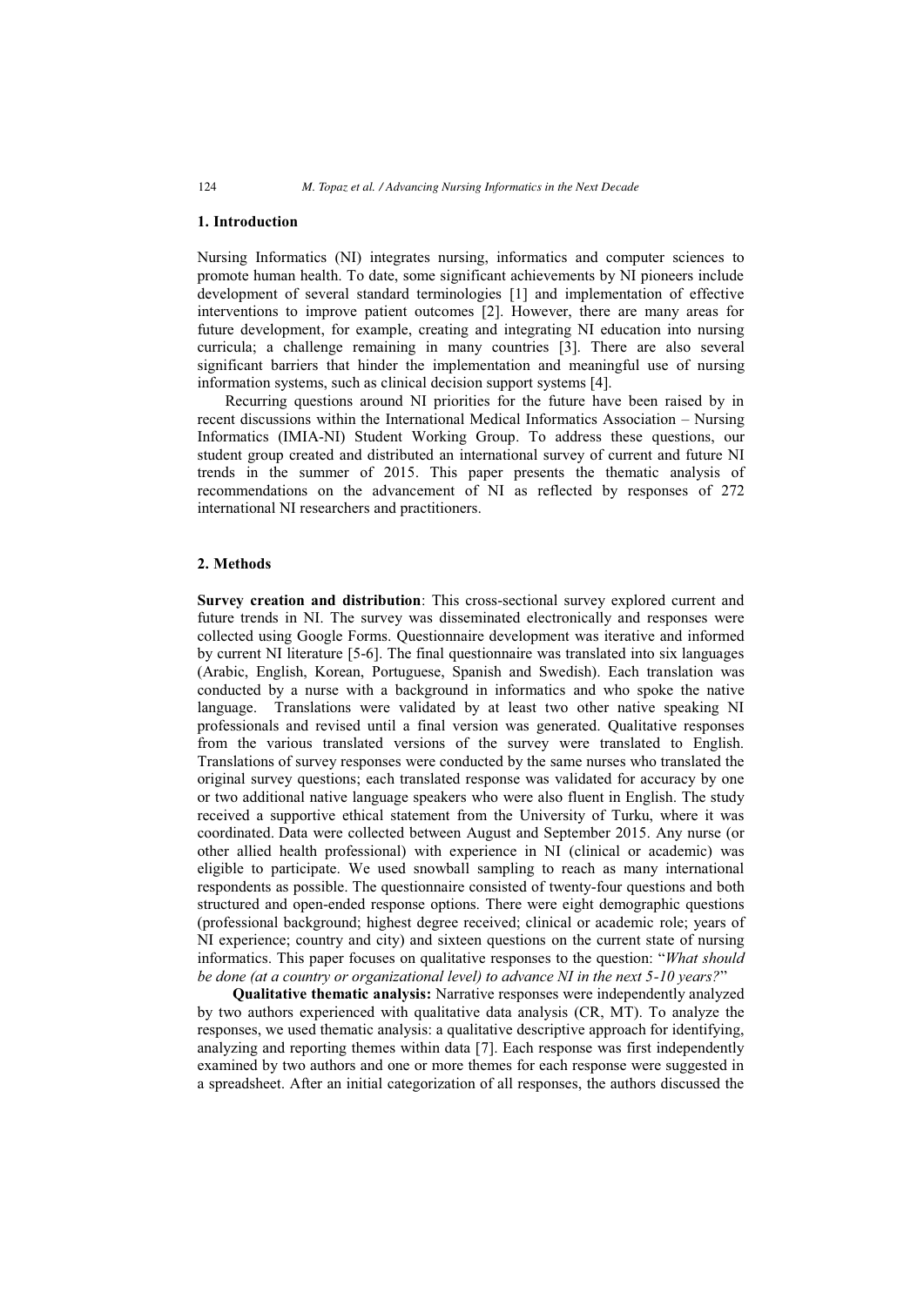## 1. Introduction

Nursing Informatics (NI) integrates nursing, informatics and computer sciences to promote human health. To date, some significant achievements by NI pioneers include development of several standard terminologies [1] and implementation of effective interventions to improve patient outcomes [2]. However, there are many areas for future development, for example, creating and integrating NI education into nursing curricula; a challenge remaining in many countries [3]. There are also several significant barriers that hinder the implementation and meaningful use of nursing information systems, such as clinical decision support systems [4].

Recurring questions around NI priorities for the future have been raised by in recent discussions within the International Medical Informatics Association – Nursing Informatics (IMIA-NI) Student Working Group. To address these questions, our student group created and distributed an international survey of current and future NI trends in the summer of 2015. This paper presents the thematic analysis of recommendations on the advancement of NI as reflected by responses of 272 international NI researchers and practitioners.

## 2. Methods

**Survey creation and distribution**: This cross-sectional survey explored current and future trends in NI. The survey was disseminated electronically and responses were collected using Google Forms. Questionnaire development was iterative and informed by current NI literature [5-6]. The final questionnaire was translated into six languages (Arabic, English, Korean, Portuguese, Spanish and Swedish). Each translation was conducted by a nurse with a background in informatics and who spoke the native language. Translations were validated by at least two other native speaking NI professionals and revised until a final version was generated. Qualitative responses from the various translated versions of the survey were translated to English. Translations of survey responses were conducted by the same nurses who translated the original survey questions; each translated response was validated for accuracy by one or two additional native language speakers who were also fluent in English. The study received a supportive ethical statement from the University of Turku, where it was coordinated. Data were collected between August and September 2015. Any nurse (or other allied health professional) with experience in NI (clinical or academic) was eligible to participate. We used snowball sampling to reach as many international respondents as possible. The questionnaire consisted of twenty-four questions and both structured and open-ended response options. There were eight demographic questions (professional background; highest degree received; clinical or academic role; years of NI experience; country and city) and sixteen questions on the current state of nursing informatics. This paper focuses on qualitative responses to the question: "*What should be done (at a country or organizational level) to advance NI in the next 5-10 years?*"

**Qualitative thematic analysis:** Narrative responses were independently analyzed by two authors experienced with qualitative data analysis (CR, MT). To analyze the responses, we used thematic analysis: a qualitative descriptive approach for identifying, analyzing and reporting themes within data [7]. Each response was first independently examined by two authors and one or more themes for each response were suggested in a spreadsheet. After an initial categorization of all responses, the authors discussed the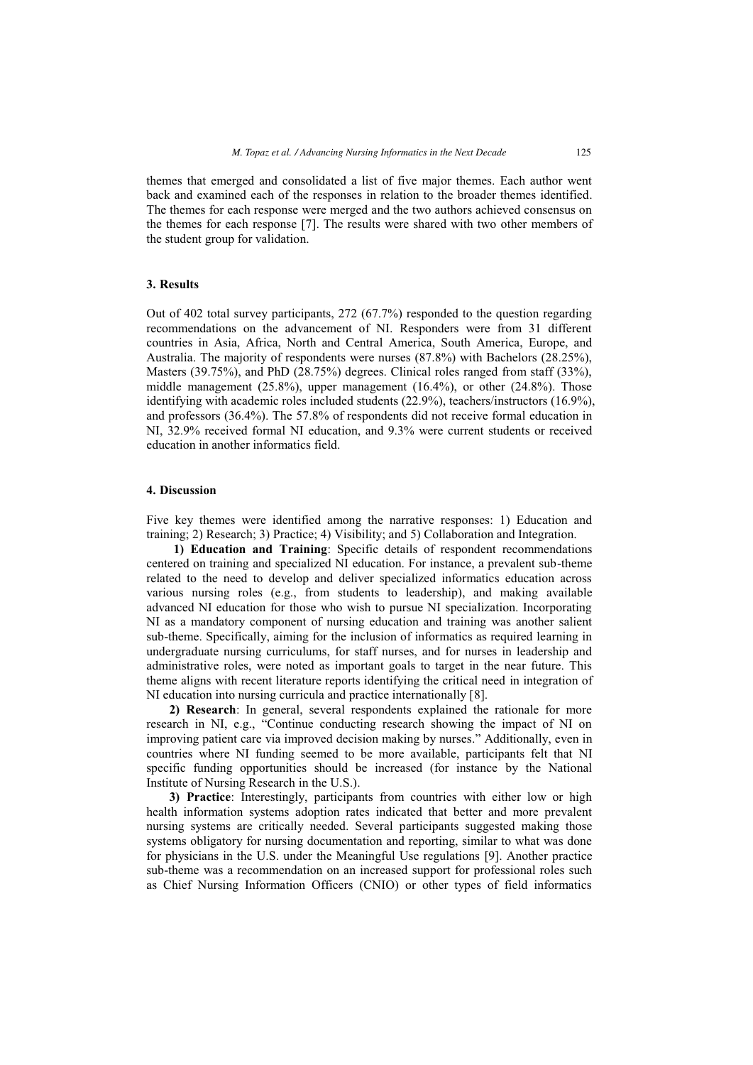themes that emerged and consolidated a list of five major themes. Each author went back and examined each of the responses in relation to the broader themes identified. The themes for each response were merged and the two authors achieved consensus on the themes for each response [7]. The results were shared with two other members of the student group for validation.

## 3. Results

Out of 402 total survey participants, 272 (67.7%) responded to the question regarding recommendations on the advancement of NI. Responders were from 31 different countries in Asia, Africa, North and Central America, South America, Europe, and Australia. The majority of respondents were nurses (87.8%) with Bachelors (28.25%), Masters (39.75%), and PhD (28.75%) degrees. Clinical roles ranged from staff (33%), middle management (25.8%), upper management (16.4%), or other (24.8%). Those identifying with academic roles included students (22.9%), teachers/instructors (16.9%), and professors (36.4%). The 57.8% of respondents did not receive formal education in NI, 32.9% received formal NI education, and 9.3% were current students or received education in another informatics field.

## 4. Discussion

Five key themes were identified among the narrative responses: 1) Education and training; 2) Research; 3) Practice; 4) Visibility; and 5) Collaboration and Integration.

**1) Education and Training**: Specific details of respondent recommendations centered on training and specialized NI education. For instance, a prevalent sub-theme related to the need to develop and deliver specialized informatics education across various nursing roles (e.g., from students to leadership), and making available advanced NI education for those who wish to pursue NI specialization. Incorporating NI as a mandatory component of nursing education and training was another salient sub-theme. Specifically, aiming for the inclusion of informatics as required learning in undergraduate nursing curriculums, for staff nurses, and for nurses in leadership and administrative roles, were noted as important goals to target in the near future. This theme aligns with recent literature reports identifying the critical need in integration of NI education into nursing curricula and practice internationally [8].

**2) Research**: In general, several respondents explained the rationale for more research in NI, e.g., "Continue conducting research showing the impact of NI on improving patient care via improved decision making by nurses." Additionally, even in countries where NI funding seemed to be more available, participants felt that NI specific funding opportunities should be increased (for instance by the National Institute of Nursing Research in the U.S.).

**3) Practice**: Interestingly, participants from countries with either low or high health information systems adoption rates indicated that better and more prevalent nursing systems are critically needed. Several participants suggested making those systems obligatory for nursing documentation and reporting, similar to what was done for physicians in the U.S. under the Meaningful Use regulations [9]. Another practice sub-theme was a recommendation on an increased support for professional roles such as Chief Nursing Information Officers (CNIO) or other types of field informatics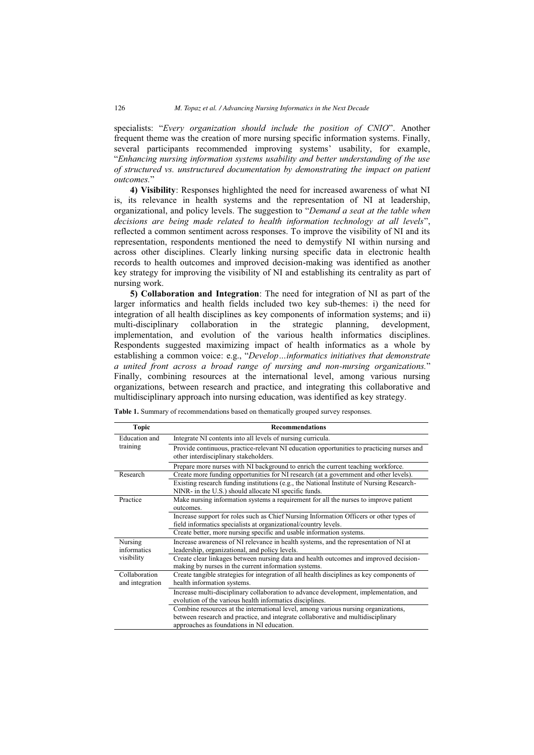specialists: "*Every organization should include the position of CNIO*". Another frequent theme was the creation of more nursing specific information systems. Finally, several participants recommended improving systems' usability, for example, "*Enhancing nursing information systems usability and better understanding of the use of structured vs. unstructured documentation by demonstrating the impact on patient outcomes.*"

**4) Visibility**: Responses highlighted the need for increased awareness of what NI is, its relevance in health systems and the representation of NI at leadership, organizational, and policy levels. The suggestion to "*Demand a seat at the table when decisions are being made related to health information technology at all levels*", reflected a common sentiment across responses. To improve the visibility of NI and its representation, respondents mentioned the need to demystify NI within nursing and across other disciplines. Clearly linking nursing specific data in electronic health records to health outcomes and improved decision-making was identified as another key strategy for improving the visibility of NI and establishing its centrality as part of nursing work.

**5) Collaboration and Integration**: The need for integration of NI as part of the larger informatics and health fields included two key sub-themes: i) the need for integration of all health disciplines as key components of information systems; and ii) multi-disciplinary collaboration in the strategic planning, development, implementation, and evolution of the various health informatics disciplines. Respondents suggested maximizing impact of health informatics as a whole by establishing a common voice: e.g., "*Develop…informatics initiatives that demonstrate a united front across a broad range of nursing and non-nursing organizations.*" Finally, combining resources at the international level, among various nursing organizations, between research and practice, and integrating this collaborative and multidisciplinary approach into nursing education, was identified as key strategy.

**Table 1.** Summary of recommendations based on thematically grouped survey responses.

| Topic | Recommendations |
|---|---|
| Education and training | Integrate NI contents into all levels of nursing curricula. |
| | Provide continuous, practice-relevant NI education opportunities to practicing nurses and other interdisciplinary stakeholders. |
| | Prepare more nurses with NI background to enrich the current teaching workforce. |
| Research | Create more funding opportunities for NI research (at a government and other levels). |
| | Existing research funding institutions (e.g., the National Institute of Nursing Research-NINR- in the U.S.) should allocate NI specific funds. |
| Practice | Make nursing information systems a requirement for all the nurses to improve patient outcomes. |
| | Increase support for roles such as Chief Nursing Information Officers or other types of field informatics specialists at organizational/country levels. |
| | Create better, more nursing specific and usable information systems. |
| Nursing informatics visibility | Increase awareness of NI relevance in health systems, and the representation of NI at leadership, organizational, and policy levels. |
| | Create clear linkages between nursing data and health outcomes and improved decision-making by nurses in the current information systems. |
| Collaboration and integration | Create tangible strategies for integration of all health disciplines as key components of health information systems. |
| | Increase multi-disciplinary collaboration to advance development, implementation, and evolution of the various health informatics disciplines. |
| | Combine resources at the international level, among various nursing organizations, between research and practice, and integrate collaborative and multidisciplinary approaches as foundations in NI education. |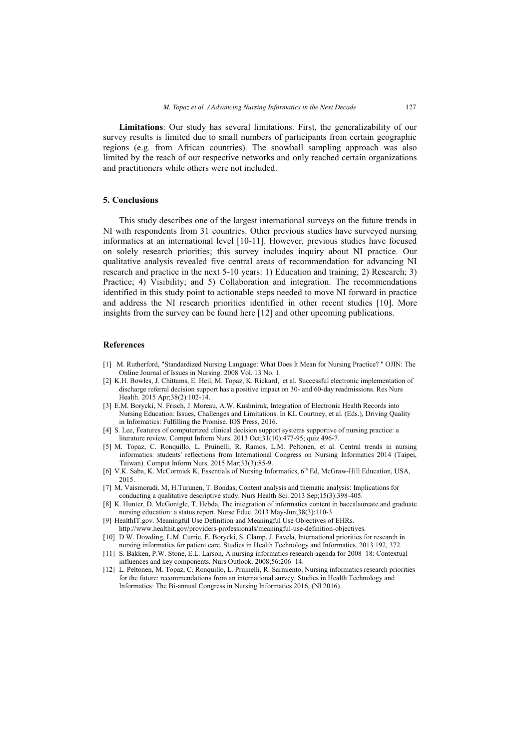**Limitations**: Our study has several limitations. First, the generalizability of our survey results is limited due to small numbers of participants from certain geographic regions (e.g. from African countries). The snowball sampling approach was also limited by the reach of our respective networks and only reached certain organizations and practitioners while others were not included.

## 5. Conclusions

This study describes one of the largest international surveys on the future trends in NI with respondents from 31 countries. Other previous studies have surveyed nursing informatics at an international level [10-11]. However, previous studies have focused on solely research priorities; this survey includes inquiry about NI practice. Our qualitative analysis revealed five central areas of recommendation for advancing NI research and practice in the next 5-10 years: 1) Education and training; 2) Research; 3) Practice; 4) Visibility; and 5) Collaboration and integration. The recommendations identified in this study point to actionable steps needed to move NI forward in practice and address the NI research priorities identified in other recent studies [10]. More insights from the survey can be found here [12] and other upcoming publications.

## References

[1] M. Rutherford, "Standardized Nursing Language: What Does It Mean for Nursing Practice? " OJIN: The Online Journal of Issues in Nursing. 2008 Vol. 13 No. 1.

[2] K.H. Bowles, J. Chittams, E. Heil, M. Topaz, K. Rickard, et al. Successful electronic implementation of discharge referral decision support has a positive impact on 30- and 60-day readmissions. Res Nurs Health. 2015 Apr;38(2):102-14.

[3] E.M. Borycki, N. Frisch, J. Moreau, A.W. Kushniruk, Integration of Electronic Health Records into Nursing Education: Issues, Challenges and Limitations. In KL Courtney, et al. (Eds.), Driving Quality in Informatics: Fulfilling the Promise. IOS Press, 2016.

[4] S. Lee, Features of computerized clinical decision support systems supportive of nursing practice: a literature review. Comput Inform Nurs. 2013 Oct;31(10):477-95; quiz 496-7.

[5] M. Topaz, C. Ronquillo, L. Pruinelli, R. Ramos, L.M. Peltonen, et al. Central trends in nursing informatics: students' reflections from International Congress on Nursing Informatics 2014 (Taipei, Taiwan). Comput Inform Nurs. 2015 Mar;33(3):85-9.

[6] V.K. Saba, K. McCormick K, Essentials of Nursing Informatics, 6th Ed, McGraw-Hill Education, USA, 2015.

[7] M. Vaismoradi. M, H.Turunen, T. Bondas, Content analysis and thematic analysis: Implications for conducting a qualitative descriptive study. Nurs Health Sci. 2013 Sep;15(3):398-405.

[8] K. Hunter, D. McGonigle, T. Hebda, The integration of informatics content in baccalaureate and graduate nursing education: a status report. Nurse Educ. 2013 May-Jun;38(3):110-3.

[9] HealthIT.gov. Meaningful Use Definition and Meaningful Use Objectives of EHRs. http://www.healthit.gov/providers-professionals/meaningful-use-definition-objectives.

[10] D.W. Dowding, L.M. Currie, E. Borycki, S. Clamp, J. Favela, International priorities for research in nursing informatics for patient care. Studies in Health Technology and Informatics. 2013 192, 372.

[11] S. Bakken, P.W. Stone, E.L. Larson, A nursing informatics research agenda for 2008–18: Contextual influences and key components. Nurs Outlook. 2008;56:206–14.

[12] L. Peltonen, M. Topaz, C. Ronquillo, L. Pruinelli, R. Sarmiento, Nursing informatics research priorities for the future: recommendations from an international survey. Studies in Health Technology and Informatics: The Bi-annual Congress in Nursing Informatics 2016, (NI 2016).